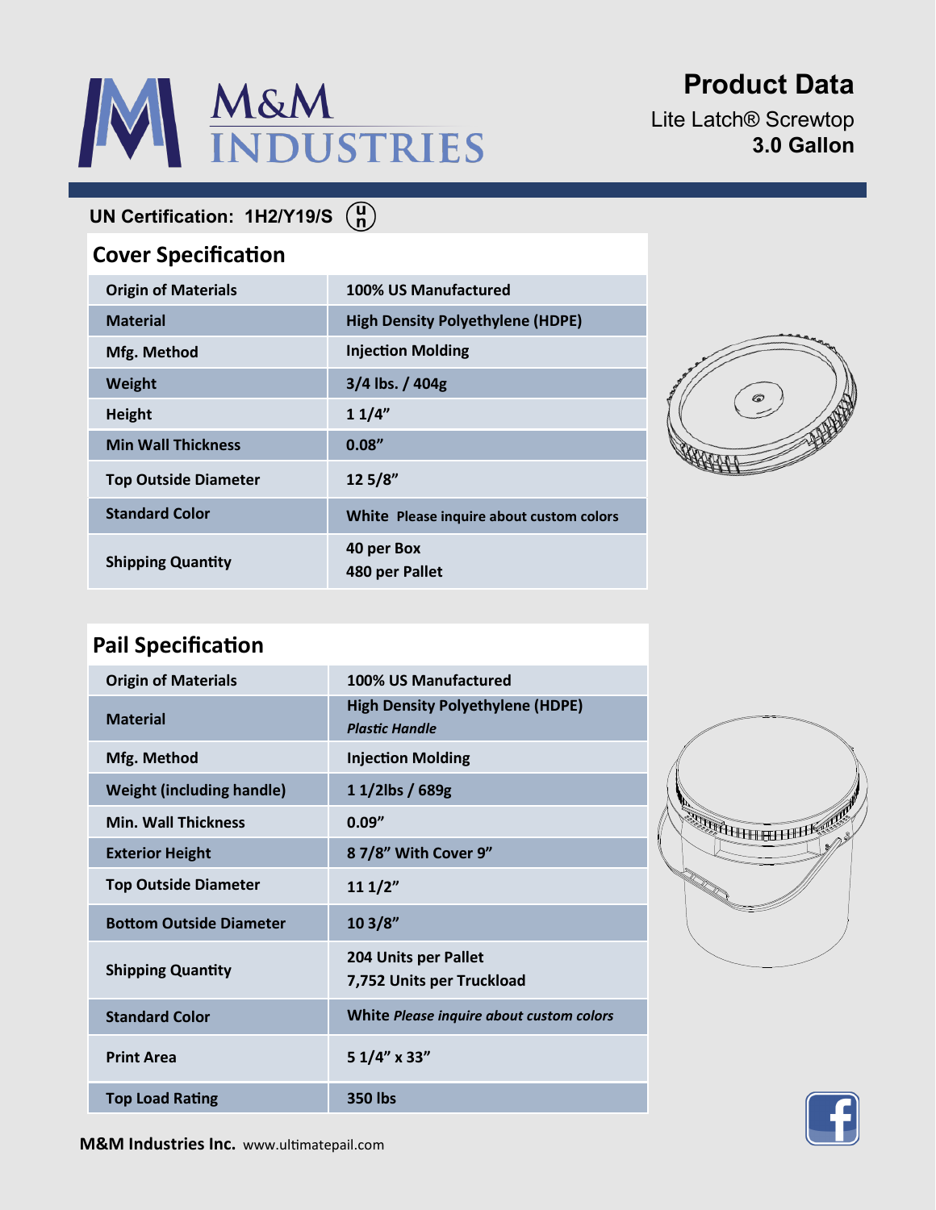M&M INDUSTRIES

# Product Data

Lite Latch® Screwtop
**3.0 Gallon**

**UN Certification: 1H2/Y19/S**

## Cover Specification

| | |
|---|---|
| **Origin of Materials** | **100% US Manufactured** |
| **Material** | **High Density Polyethylene (HDPE)** |
| **Mfg. Method** | **Injection Molding** |
| **Weight** | **3/4 lbs. / 404g** |
| **Height** | **1 1/4”** |
| **Min Wall Thickness** | **0.08”** |
| **Top Outside Diameter** | **12 5/8”** |
| **Standard Color** | **White** **Please inquire about custom colors** |
| **Shipping Quantity** | **40 per Box**<br>**480 per Pallet** |

## Pail Specification

| | |
|---|---|
| **Origin of Materials** | **100% US Manufactured** |
| **Material** | **High Density Polyethylene (HDPE)**<br>***Plastic Handle*** |
| **Mfg. Method** | **Injection Molding** |
| **Weight (including handle)** | **1 1/2lbs / 689g** |
| **Min. Wall Thickness** | **0.09”** |
| **Exterior Height** | **8 7/8” With Cover 9”** |
| **Top Outside Diameter** | **11 1/2”** |
| **Bottom Outside Diameter** | **10 3/8”** |
| **Shipping Quantity** | **204 Units per Pallet**<br>**7,752 Units per Truckload** |
| **Standard Color** | **White** ***Please inquire about custom colors*** |
| **Print Area** | **5 1/4” x 33”** |
| **Top Load Rating** | **350 lbs** |

**M&M Industries Inc.** www.ultimatepail.com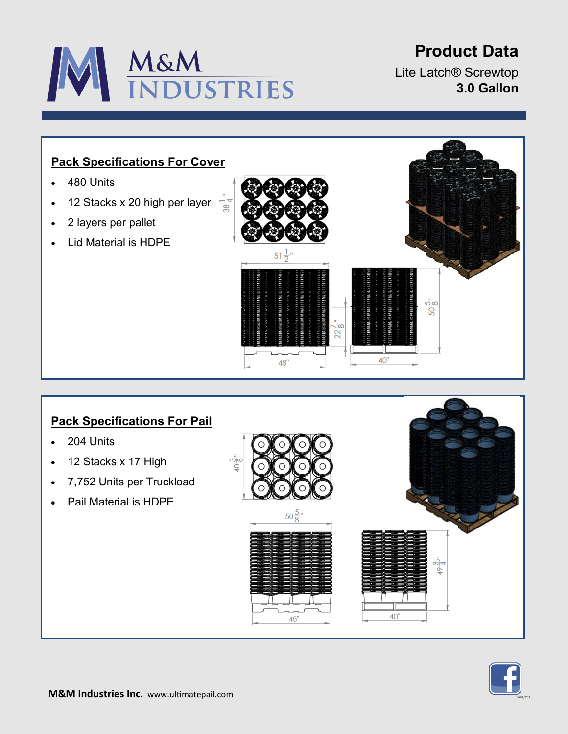# Product Data

Lite Latch® Screwtop
**3.0 Gallon**

## Pack Specifications For Cover

- 480 Units
- 12 Stacks x 20 high per layer
- 2 layers per pallet
- Lid Material is HDPE

38 1/4"
51 1/2"
22 7/8"
50 5/8"
48"
40"

## Pack Specifications For Pail

- 204 Units
- 12 Stacks x 17 High
- 7,752 Units per Truckload
- Pail Material is HDPE

40 3/8"
50 5/8"
49 3/4"
48"
40"

**M&M Industries Inc.** www.ultimatepail.com